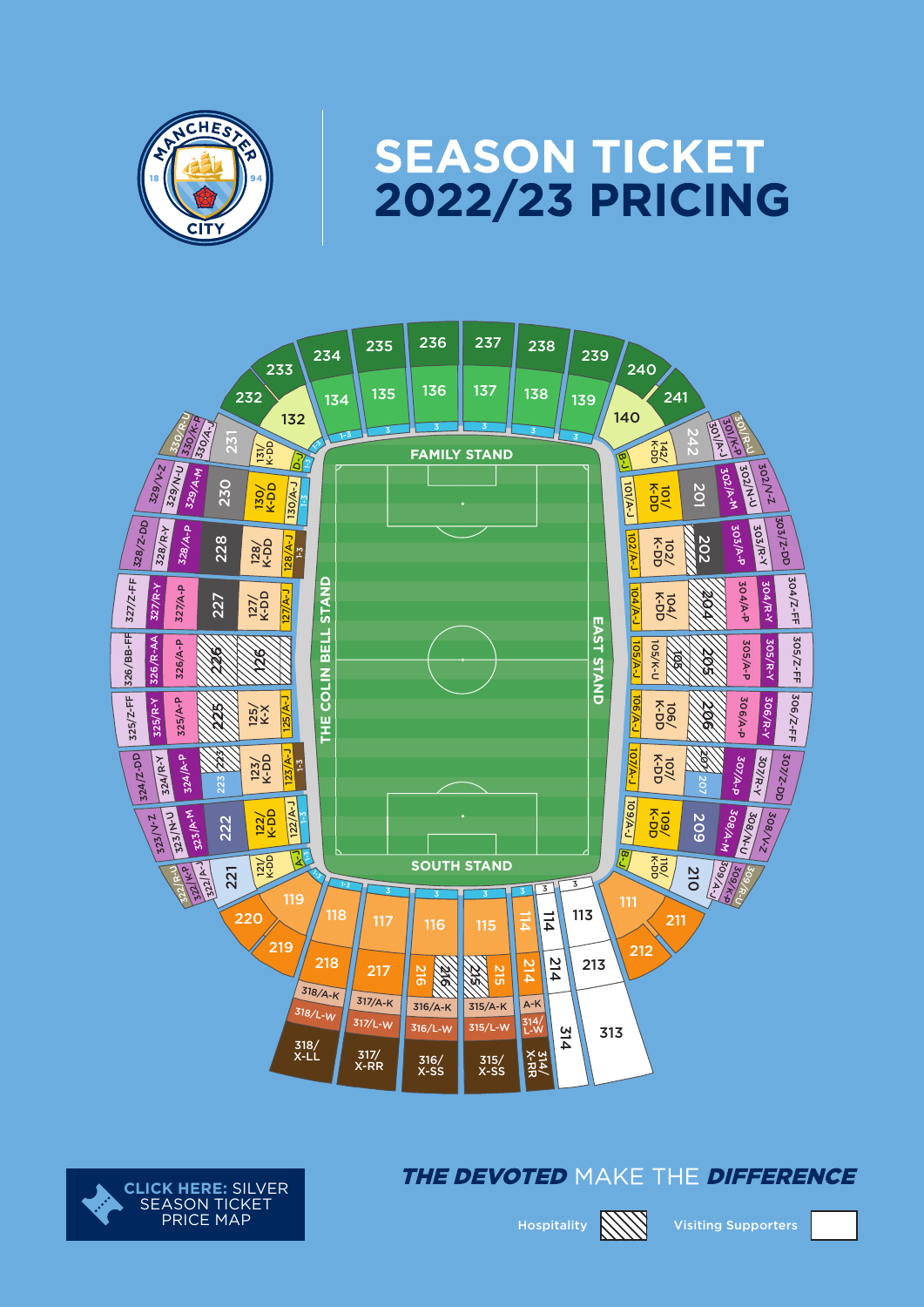# SEASON TICKET 2022/23 PRICING

FAMILY STAND

THE COLIN BELL STAND

EAST STAND

SOUTH STAND

**CLICK HERE:** SILVER SEASON TICKET PRICE MAP

***THE DEVOTED*** MAKE THE ***DIFFERENCE***

Hospitality

Visiting Supporters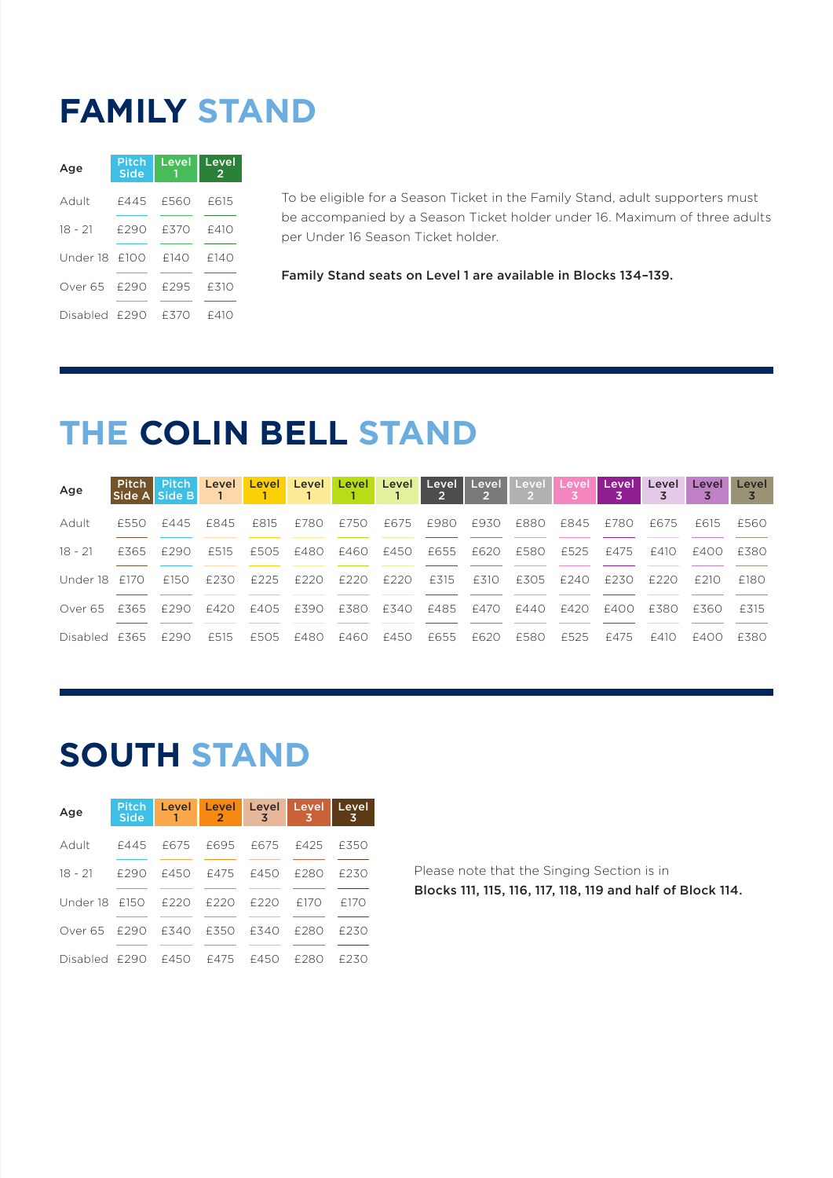# FAMILY STAND

| Age | Pitch Side | Level 1 | Level 2 |
|---|---|---|---|
| Adult | £445 | £560 | £615 |
| 18 - 21 | £290 | £370 | £410 |
| Under 18 | £100 | £140 | £140 |
| Over 65 | £290 | £295 | £310 |
| Disabled | £290 | £370 | £410 |

To be eligible for a Season Ticket in the Family Stand, adult supporters must be accompanied by a Season Ticket holder under 16. Maximum of three adults per Under 16 Season Ticket holder.

**Family Stand seats on Level 1 are available in Blocks 134–139.**

# THE COLIN BELL STAND

| Age | Pitch Side A | Pitch Side B | Level 1 | Level 1 | Level 1 | Level 1 | Level 1 | Level 2 | Level 2 | Level 2 | Level 3 | Level 3 | Level 3 | Level 3 | Level 3 |
|---|---|---|---|---|---|---|---|---|---|---|---|---|---|---|---|
| Adult | £550 | £445 | £845 | £815 | £780 | £750 | £675 | £980 | £930 | £880 | £845 | £780 | £675 | £615 | £560 |
| 18 - 21 | £365 | £290 | £515 | £505 | £480 | £460 | £450 | £655 | £620 | £580 | £525 | £475 | £410 | £400 | £380 |
| Under 18 | £170 | £150 | £230 | £225 | £220 | £220 | £220 | £315 | £310 | £305 | £240 | £230 | £220 | £210 | £180 |
| Over 65 | £365 | £290 | £420 | £405 | £390 | £380 | £340 | £485 | £470 | £440 | £420 | £400 | £380 | £360 | £315 |
| Disabled | £365 | £290 | £515 | £505 | £480 | £460 | £450 | £655 | £620 | £580 | £525 | £475 | £410 | £400 | £380 |

# SOUTH STAND

| Age | Pitch Side | Level 1 | Level 2 | Level 3 | Level 3 | Level 3 |
|---|---|---|---|---|---|---|
| Adult | £445 | £675 | £695 | £675 | £425 | £350 |
| 18 - 21 | £290 | £450 | £475 | £450 | £280 | £230 |
| Under 18 | £150 | £220 | £220 | £220 | £170 | £170 |
| Over 65 | £290 | £340 | £350 | £340 | £280 | £230 |
| Disabled | £290 | £450 | £475 | £450 | £280 | £230 |

Please note that the Singing Section is in
**Blocks 111, 115, 116, 117, 118, 119 and half of Block 114.**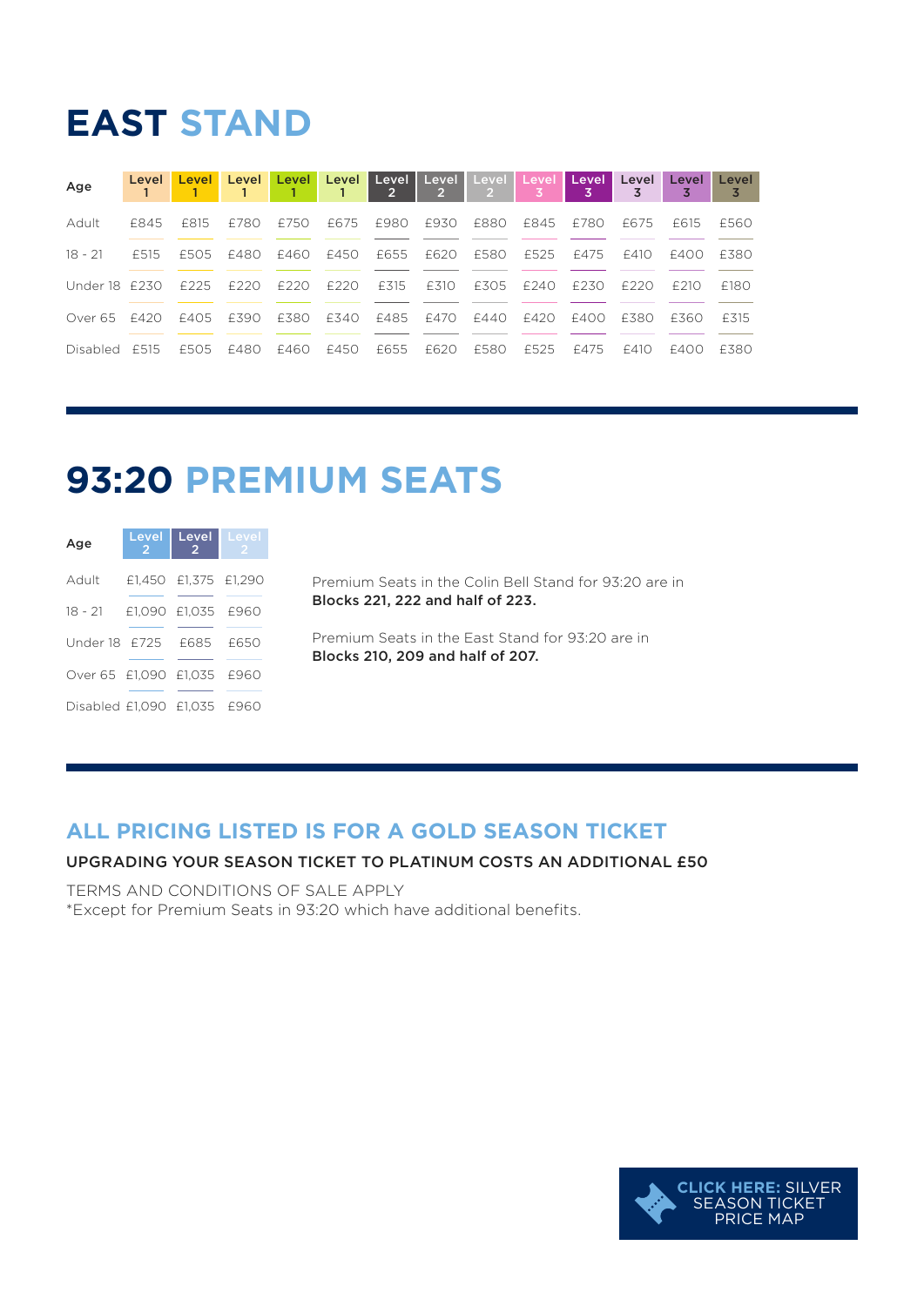# EAST STAND

| Age | Level 1 | Level 1 | Level 1 | Level 1 | Level 1 | Level 2 | Level 2 | Level 2 | Level 3 | Level 3 | Level 3 | Level 3 | Level 3 |
|---|---|---|---|---|---|---|---|---|---|---|---|---|---|
| Adult | £845 | £815 | £780 | £750 | £675 | £980 | £930 | £880 | £845 | £780 | £675 | £615 | £560 |
| 18 - 21 | £515 | £505 | £480 | £460 | £450 | £655 | £620 | £580 | £525 | £475 | £410 | £400 | £380 |
| Under 18 | £230 | £225 | £220 | £220 | £220 | £315 | £310 | £305 | £240 | £230 | £220 | £210 | £180 |
| Over 65 | £420 | £405 | £390 | £380 | £340 | £485 | £470 | £440 | £420 | £400 | £380 | £360 | £315 |
| Disabled | £515 | £505 | £480 | £460 | £450 | £655 | £620 | £580 | £525 | £475 | £410 | £400 | £380 |

# 93:20 PREMIUM SEATS

| Age | Level 2 | Level 2 | Level 2 |
|---|---|---|---|
| Adult | £1,450 | £1,375 | £1,290 |
| 18 - 21 | £1,090 | £1,035 | £960 |
| Under 18 | £725 | £685 | £650 |
| Over 65 | £1,090 | £1,035 | £960 |
| Disabled | £1,090 | £1,035 | £960 |

Premium Seats in the Colin Bell Stand for 93:20 are in **Blocks 221, 222 and half of 223.**

Premium Seats in the East Stand for 93:20 are in **Blocks 210, 209 and half of 207.**

## ALL PRICING LISTED IS FOR A GOLD SEASON TICKET

UPGRADING YOUR SEASON TICKET TO PLATINUM COSTS AN ADDITIONAL £50

TERMS AND CONDITIONS OF SALE APPLY
*Except for Premium Seats in 93:20 which have additional benefits.

**CLICK HERE:** SILVER SEASON TICKET PRICE MAP